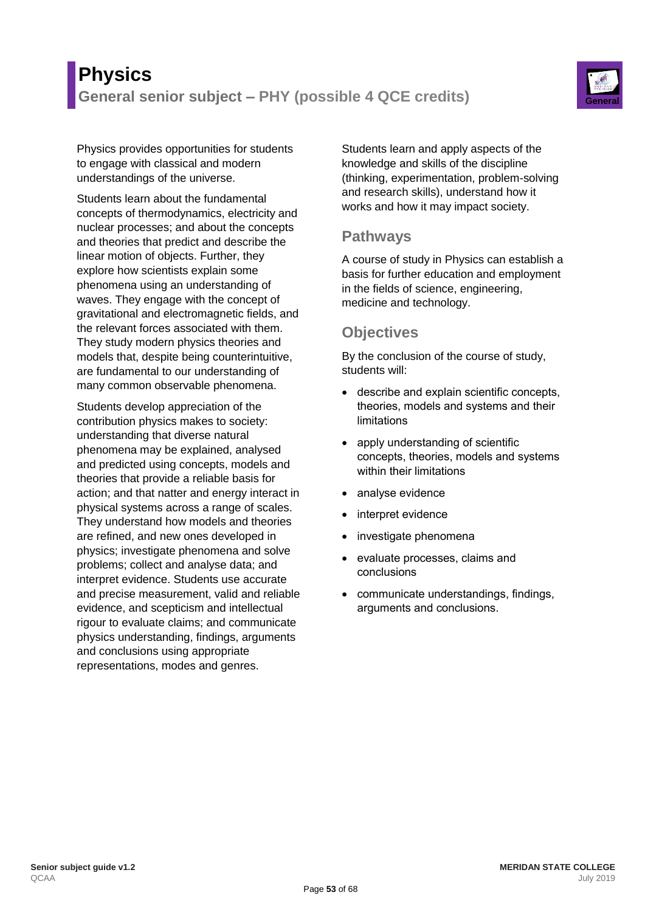# Physics

## General senior subject – PHY (possible 4 QCE credits)

Physics provides opportunities for students to engage with classical and modern understandings of the universe.

Students learn about the fundamental concepts of thermodynamics, electricity and nuclear processes; and about the concepts and theories that predict and describe the linear motion of objects. Further, they explore how scientists explain some phenomena using an understanding of waves. They engage with the concept of gravitational and electromagnetic fields, and the relevant forces associated with them. They study modern physics theories and models that, despite being counterintuitive, are fundamental to our understanding of many common observable phenomena.

Students develop appreciation of the contribution physics makes to society: understanding that diverse natural phenomena may be explained, analysed and predicted using concepts, models and theories that provide a reliable basis for action; and that natter and energy interact in physical systems across a range of scales. They understand how models and theories are refined, and new ones developed in physics; investigate phenomena and solve problems; collect and analyse data; and interpret evidence. Students use accurate and precise measurement, valid and reliable evidence, and scepticism and intellectual rigour to evaluate claims; and communicate physics understanding, findings, arguments and conclusions using appropriate representations, modes and genres.

Students learn and apply aspects of the knowledge and skills of the discipline (thinking, experimentation, problem-solving and research skills), understand how it works and how it may impact society.

### Pathways

A course of study in Physics can establish a basis for further education and employment in the fields of science, engineering, medicine and technology.

### Objectives

By the conclusion of the course of study, students will:

- describe and explain scientific concepts, theories, models and systems and their limitations
- apply understanding of scientific concepts, theories, models and systems within their limitations
- analyse evidence
- interpret evidence
- investigate phenomena
- evaluate processes, claims and conclusions
- communicate understandings, findings, arguments and conclusions.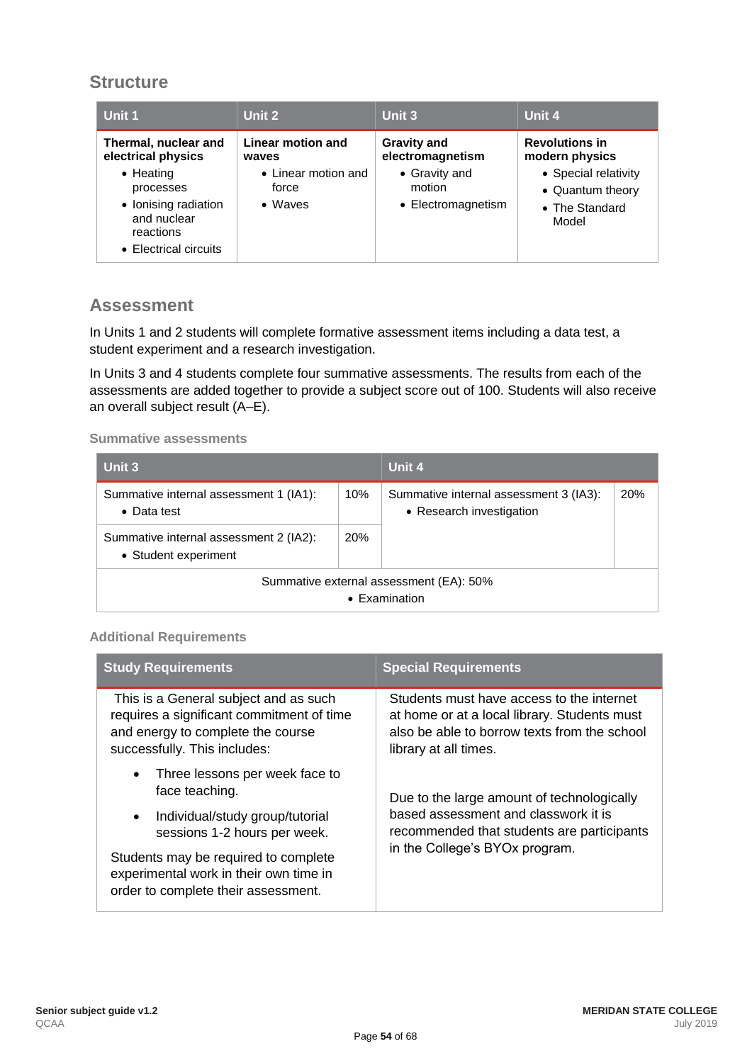## Structure

| Unit 1 | Unit 2 | Unit 3 | Unit 4 |
|---|---|---|---|
| **Thermal, nuclear and electrical physics**<br>• Heating processes<br>• Ionising radiation and nuclear reactions<br>• Electrical circuits | **Linear motion and waves**<br>• Linear motion and force<br>• Waves | **Gravity and electromagnetism**<br>• Gravity and motion<br>• Electromagnetism | **Revolutions in modern physics**<br>• Special relativity<br>• Quantum theory<br>• The Standard Model |

## Assessment

In Units 1 and 2 students will complete formative assessment items including a data test, a student experiment and a research investigation.

In Units 3 and 4 students complete four summative assessments. The results from each of the assessments are added together to provide a subject score out of 100. Students will also receive an overall subject result (A–E).

### Summative assessments

| Unit 3 | | Unit 4 | |
|---|---|---|---|
| Summative internal assessment 1 (IA1):<br>• Data test | 10% | Summative internal assessment 3 (IA3):<br>• Research investigation | 20% |
| Summative internal assessment 2 (IA2):<br>• Student experiment | 20% | | |
| Summative external assessment (EA): 50%<br>• Examination | | | |

### Additional Requirements

| Study Requirements | Special Requirements |
|---|---|
| This is a General subject and as such requires a significant commitment of time and energy to complete the course successfully. This includes:<br>• Three lessons per week face to face teaching.<br>• Individual/study group/tutorial sessions 1-2 hours per week.<br>Students may be required to complete experimental work in their own time in order to complete their assessment. | Students must have access to the internet at home or at a local library. Students must also be able to borrow texts from the school library at all times.<br>Due to the large amount of technologically based assessment and classwork it is recommended that students are participants in the College's BYOx program. |